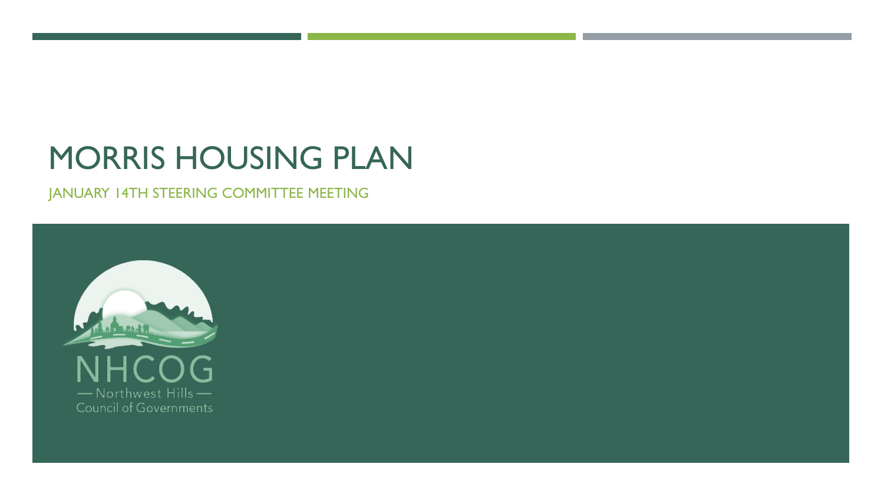# MORRIS HOUSING PLAN

JANUARY 14TH STEERING COMMITTEE MEETING

NHCOG

— Northwest Hills —

Council of Governments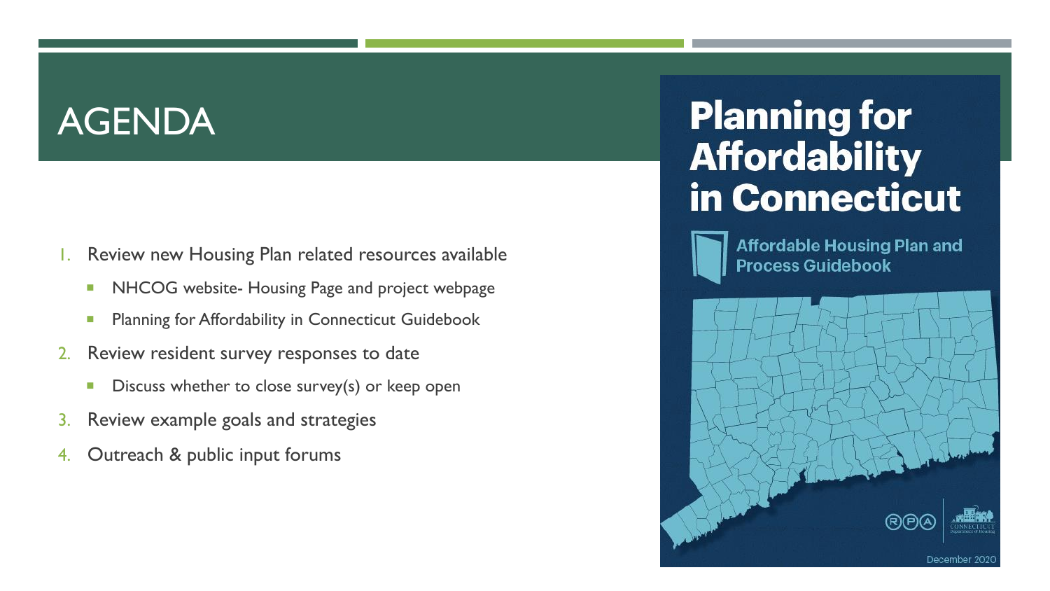# AGENDA

1. Review new Housing Plan related resources available
   - NHCOG website- Housing Page and project webpage
   - Planning for Affordability in Connecticut Guidebook
2. Review resident survey responses to date
   - Discuss whether to close survey(s) or keep open
3. Review example goals and strategies
4. Outreach & public input forums

**Planning for Affordability in Connecticut**

**Affordable Housing Plan and Process Guidebook**

December 2020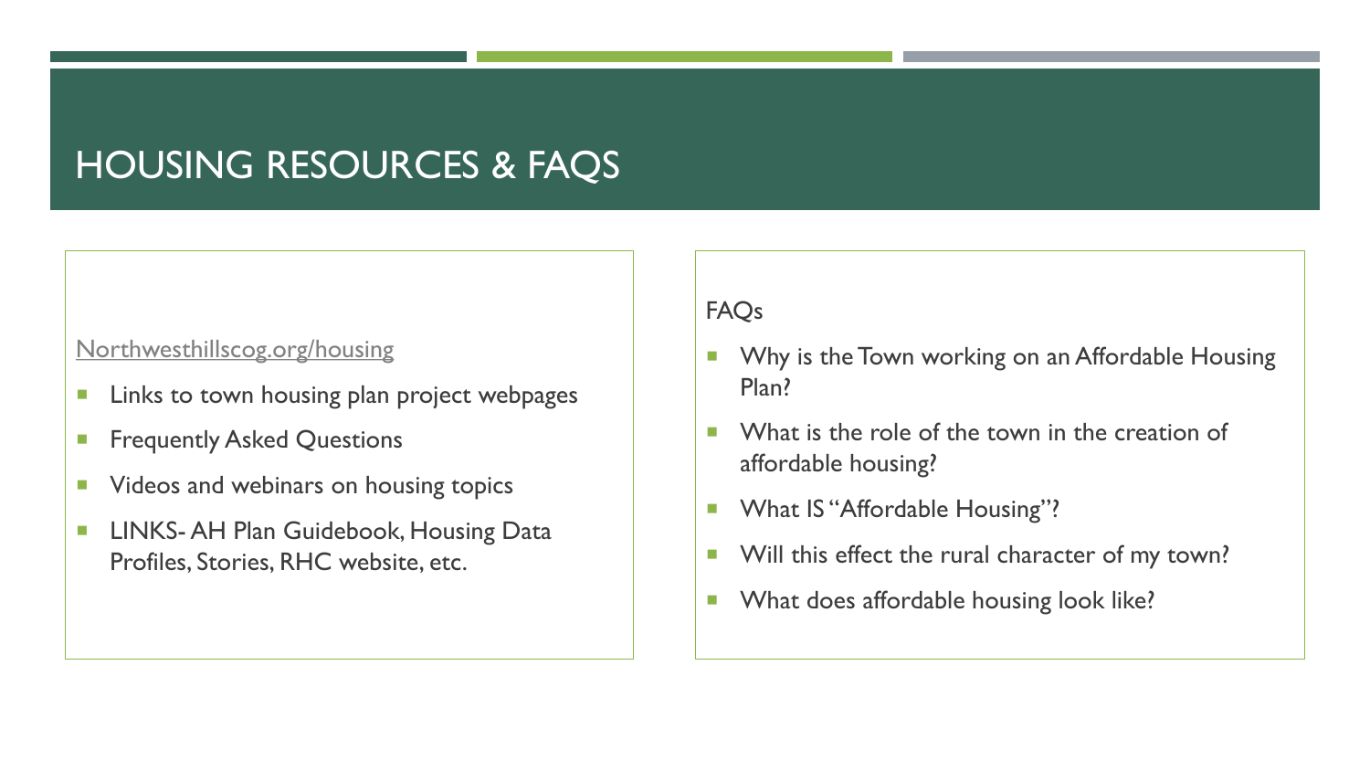# HOUSING RESOURCES & FAQS

Northwesthillscog.org/housing

- Links to town housing plan project webpages
- Frequently Asked Questions
- Videos and webinars on housing topics
- LINKS- AH Plan Guidebook, Housing Data Profiles, Stories, RHC website, etc.

FAQs

- Why is the Town working on an Affordable Housing Plan?
- What is the role of the town in the creation of affordable housing?
- What IS "Affordable Housing"?
- Will this effect the rural character of my town?
- What does affordable housing look like?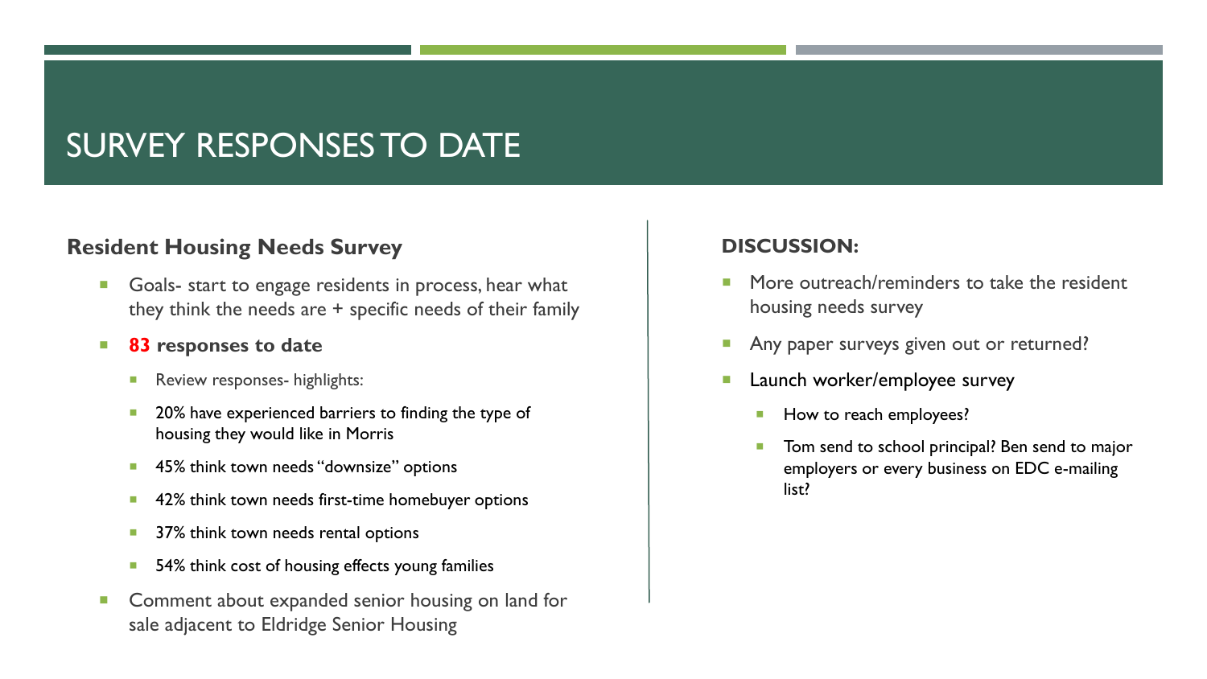# SURVEY RESPONSES TO DATE

## Resident Housing Needs Survey

- Goals- start to engage residents in process, hear what they think the needs are + specific needs of their family
- **83 responses to date**
  - Review responses- highlights:
  - 20% have experienced barriers to finding the type of housing they would like in Morris
  - 45% think town needs "downsize" options
  - 42% think town needs first-time homebuyer options
  - 37% think town needs rental options
  - 54% think cost of housing effects young families
- Comment about expanded senior housing on land for sale adjacent to Eldridge Senior Housing

## DISCUSSION:

- More outreach/reminders to take the resident housing needs survey
- Any paper surveys given out or returned?
- Launch worker/employee survey
  - How to reach employees?
  - Tom send to school principal? Ben send to major employers or every business on EDC e-mailing list?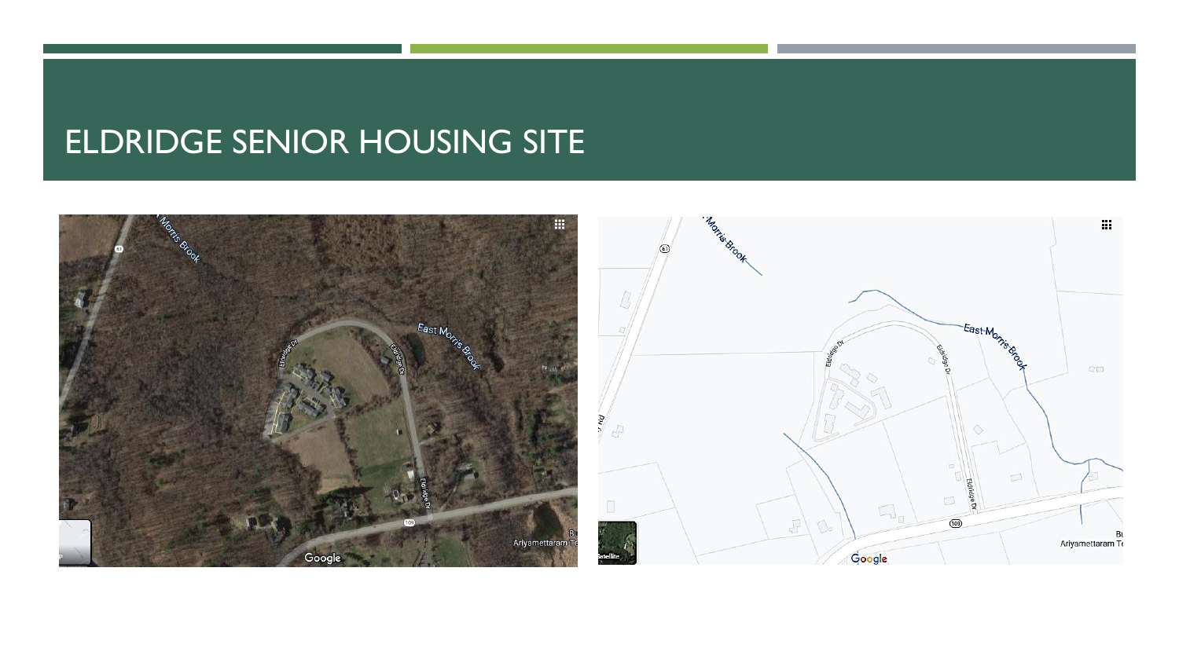# ELDRIDGE SENIOR HOUSING SITE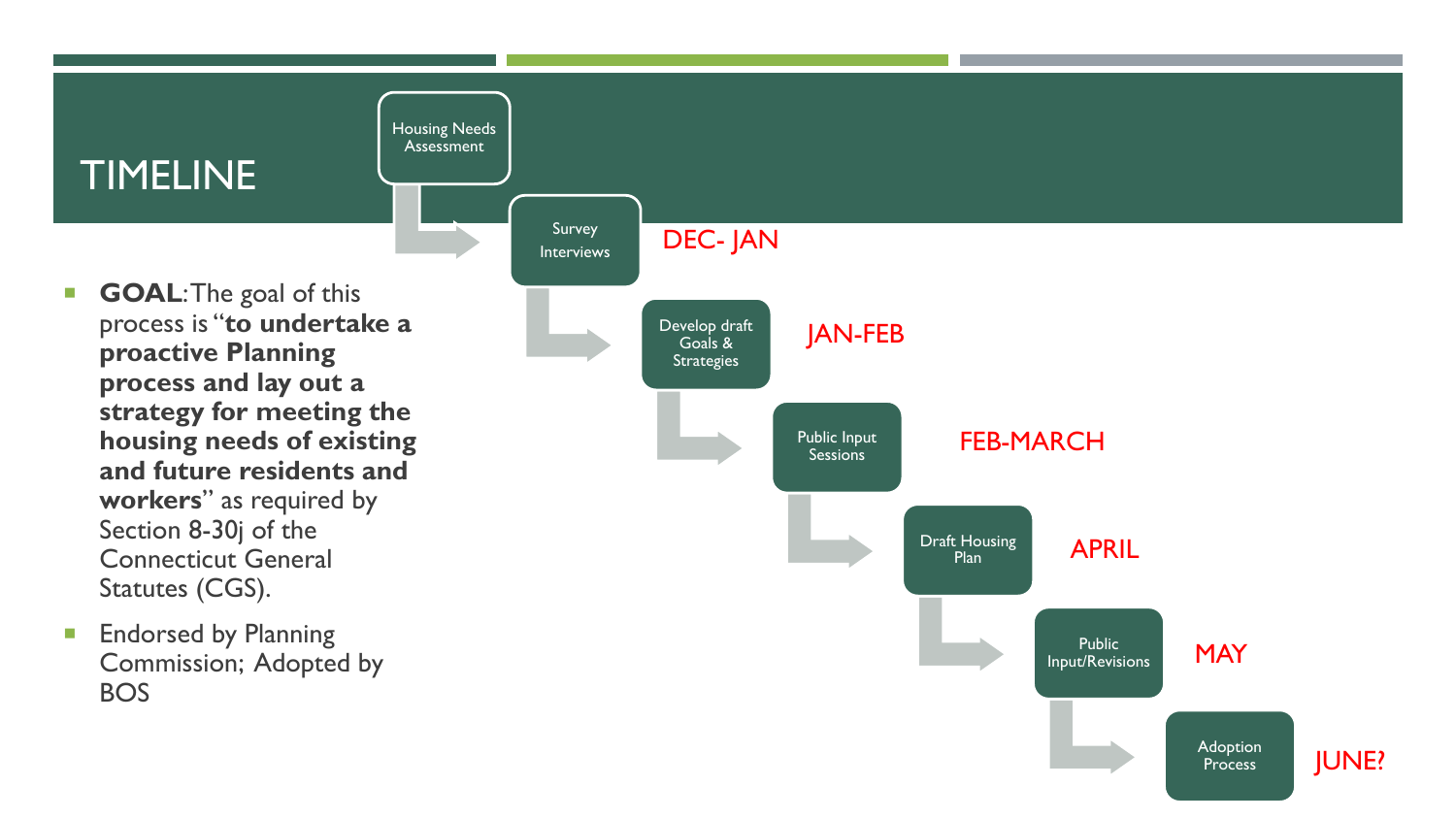# TIMELINE

- **GOAL**: The goal of this process is "**to undertake a proactive Planning process and lay out a strategy for meeting the housing needs of existing and future residents and workers**" as required by Section 8-30j of the Connecticut General Statutes (CGS).
- Endorsed by Planning Commission; Adopted by BOS

- Housing Needs Assessment
- Survey Interviews — DEC- JAN
- Develop draft Goals & Strategies — JAN-FEB
- Public Input Sessions — FEB-MARCH
- Draft Housing Plan — APRIL
- Public Input/Revisions — MAY
- Adoption Process — JUNE?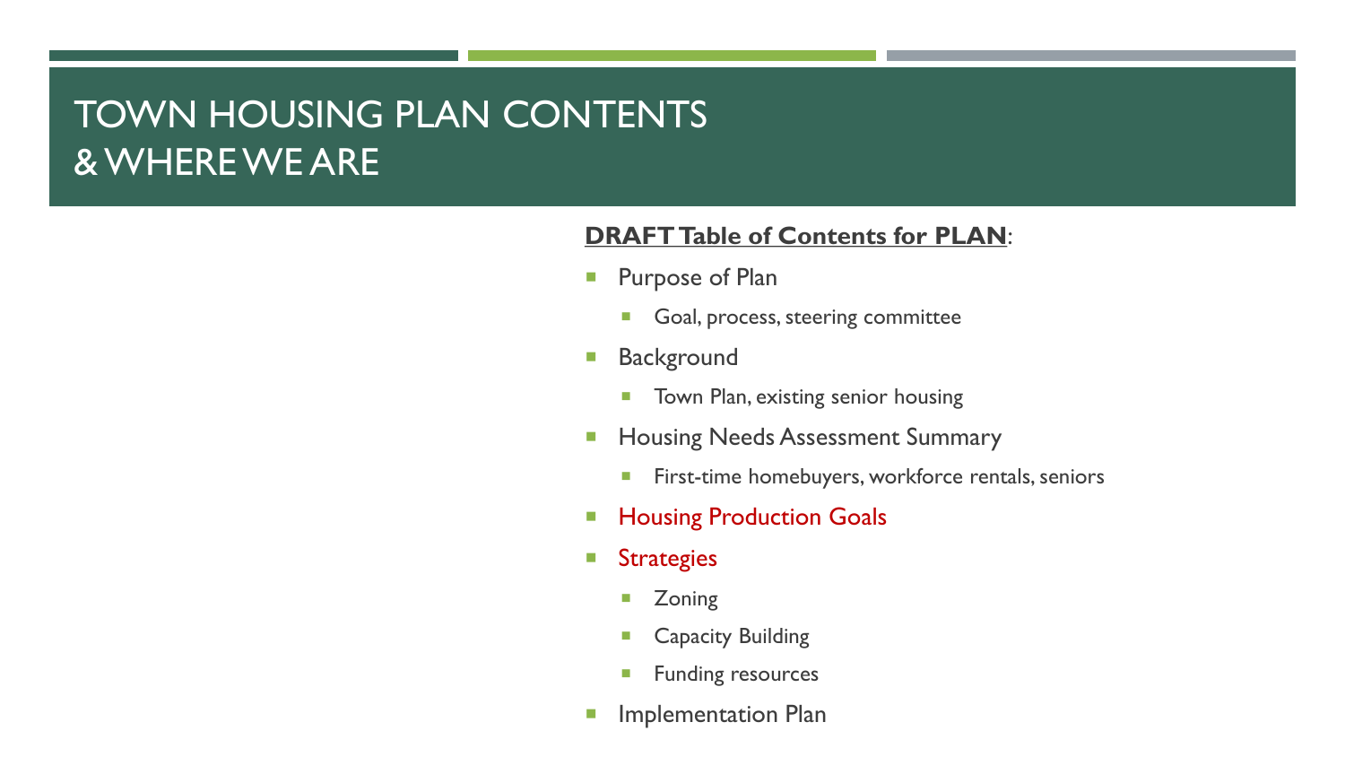# TOWN HOUSING PLAN CONTENTS & WHERE WE ARE

**DRAFT Table of Contents for PLAN**:

- Purpose of Plan
  - Goal, process, steering committee
- Background
  - Town Plan, existing senior housing
- Housing Needs Assessment Summary
  - First-time homebuyers, workforce rentals, seniors
- Housing Production Goals
- Strategies
  - Zoning
  - Capacity Building
  - Funding resources
- Implementation Plan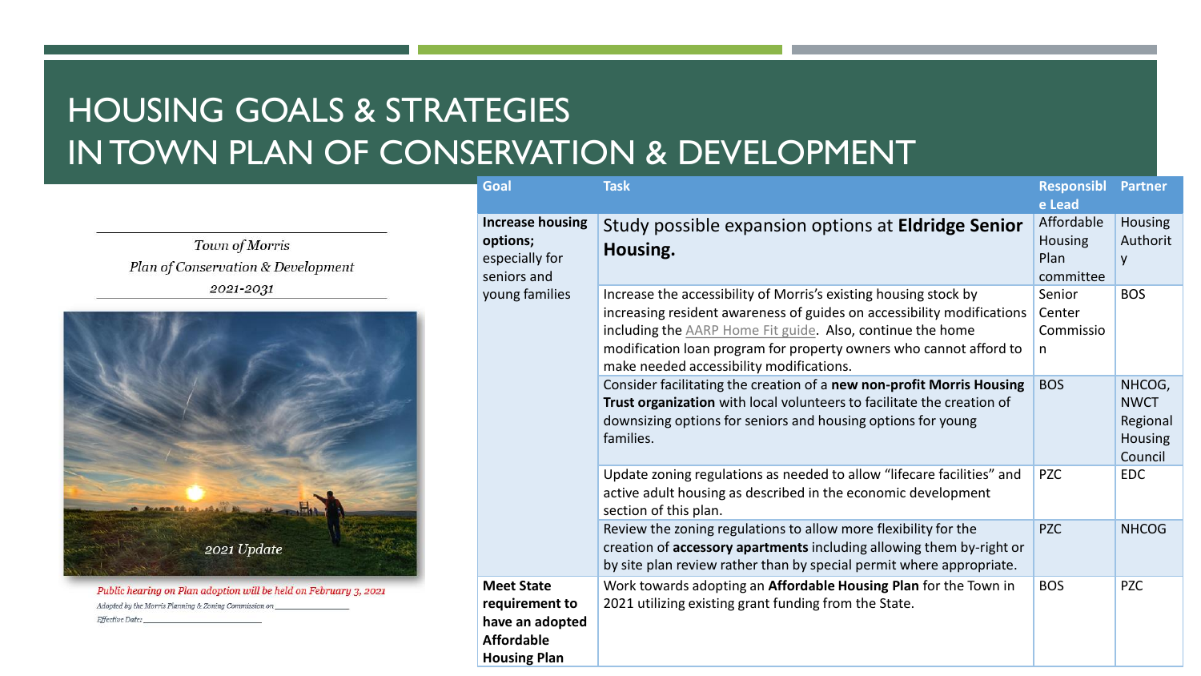# HOUSING GOALS & STRATEGIES IN TOWN PLAN OF CONSERVATION & DEVELOPMENT

*Town of Morris*
*Plan of Conservation & Development*
*2021-2031*

*2021 Update*

*Public hearing on Plan adoption will be held on February 3, 2021*

*Adopted by the Morris Planning & Zoning Commission on ____________*

*Effective Date: ____________*

| Goal | Task | Responsible Lead | Partner |
|---|---|---|---|
| **Increase housing options;** especially for seniors and young families | Study possible expansion options at **Eldridge Senior Housing.** | Affordable Housing Plan committee | Housing Authority |
| | Increase the accessibility of Morris's existing housing stock by increasing resident awareness of guides on accessibility modifications including the AARP Home Fit guide. Also, continue the home modification loan program for property owners who cannot afford to make needed accessibility modifications. | Senior Center Commission | BOS |
| | Consider facilitating the creation of a **new non-profit Morris Housing Trust organization** with local volunteers to facilitate the creation of downsizing options for seniors and housing options for young families. | BOS | NHCOG, NWCT Regional Housing Council |
| | Update zoning regulations as needed to allow "lifecare facilities" and active adult housing as described in the economic development section of this plan. | PZC | EDC |
| | Review the zoning regulations to allow more flexibility for the creation of **accessory apartments** including allowing them by-right or by site plan review rather than by special permit where appropriate. | PZC | NHCOG |
| **Meet State requirement to have an adopted Affordable Housing Plan** | Work towards adopting an **Affordable Housing Plan** for the Town in 2021 utilizing existing grant funding from the State. | BOS | PZC |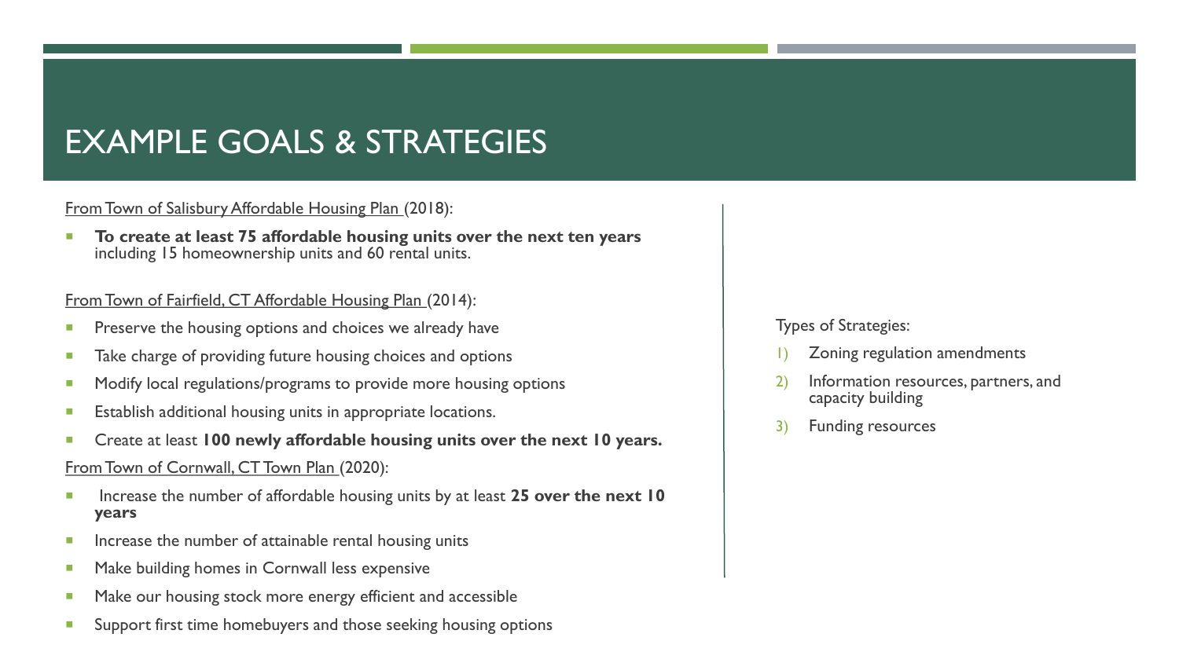# EXAMPLE GOALS & STRATEGIES

From Town of Salisbury Affordable Housing Plan (2018):

- **To create at least 75 affordable housing units over the next ten years** including 15 homeownership units and 60 rental units.

From Town of Fairfield, CT Affordable Housing Plan (2014):

- Preserve the housing options and choices we already have
- Take charge of providing future housing choices and options
- Modify local regulations/programs to provide more housing options
- Establish additional housing units in appropriate locations.
- Create at least **100 newly affordable housing units over the next 10 years.**

From Town of Cornwall, CT Town Plan (2020):

- Increase the number of affordable housing units by at least **25 over the next 10 years**
- Increase the number of attainable rental housing units
- Make building homes in Cornwall less expensive
- Make our housing stock more energy efficient and accessible
- Support first time homebuyers and those seeking housing options

Types of Strategies:

1) Zoning regulation amendments
2) Information resources, partners, and capacity building
3) Funding resources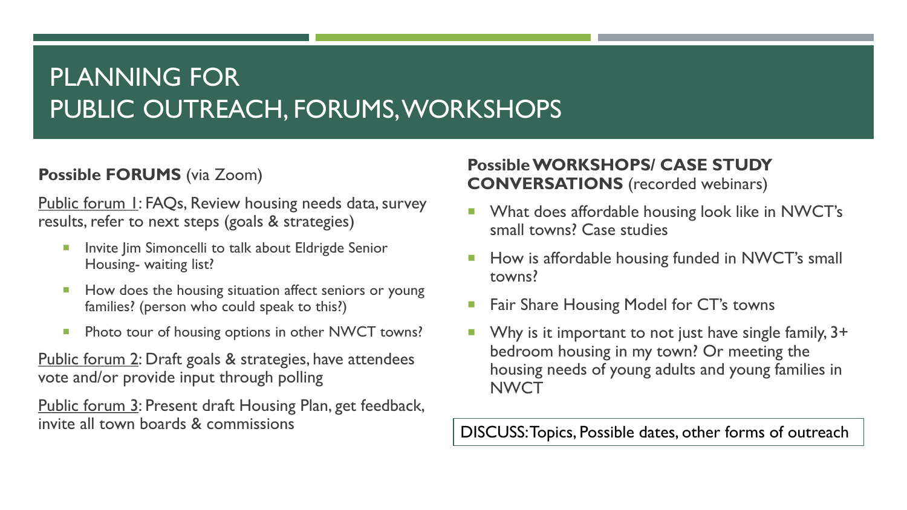# PLANNING FOR PUBLIC OUTREACH, FORUMS, WORKSHOPS

**Possible FORUMS** (via Zoom)

Public forum 1: FAQs, Review housing needs data, survey results, refer to next steps (goals & strategies)

- Invite Jim Simoncelli to talk about Eldrigde Senior Housing- waiting list?
- How does the housing situation affect seniors or young families? (person who could speak to this?)
- Photo tour of housing options in other NWCT towns?

Public forum 2: Draft goals & strategies, have attendees vote and/or provide input through polling

Public forum 3: Present draft Housing Plan, get feedback, invite all town boards & commissions

**Possible WORKSHOPS/ CASE STUDY CONVERSATIONS** (recorded webinars)

- What does affordable housing look like in NWCT's small towns? Case studies
- How is affordable housing funded in NWCT's small towns?
- Fair Share Housing Model for CT's towns
- Why is it important to not just have single family, 3+ bedroom housing in my town? Or meeting the housing needs of young adults and young families in NWCT

DISCUSS: Topics, Possible dates, other forms of outreach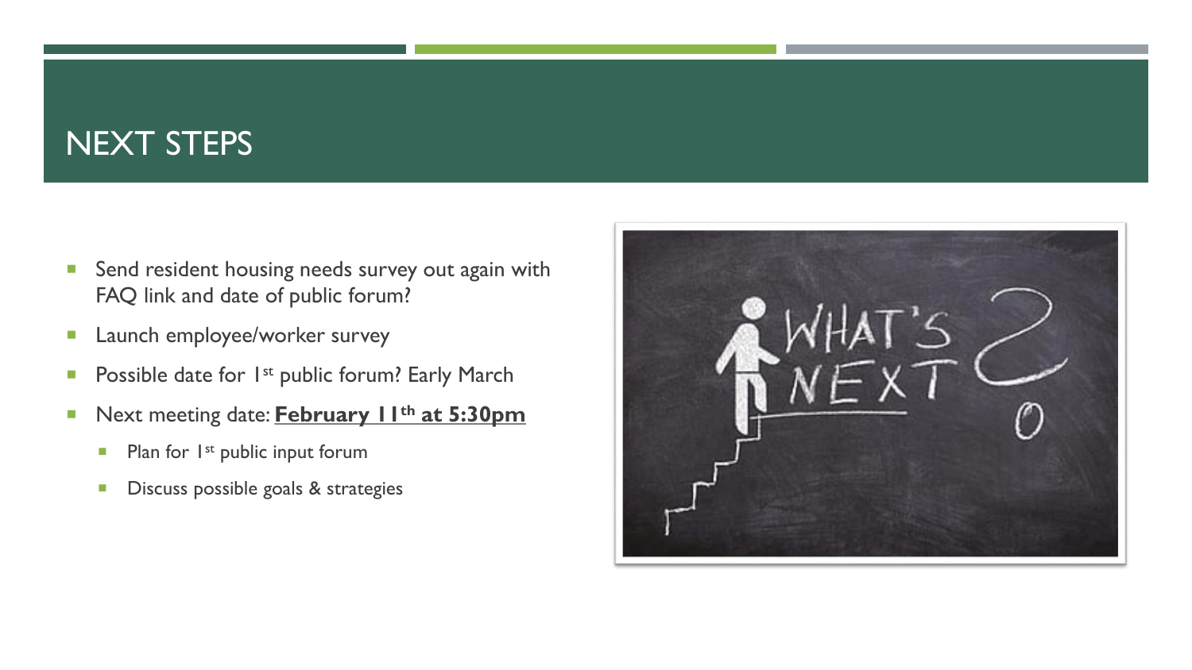# NEXT STEPS

- Send resident housing needs survey out again with FAQ link and date of public forum?
- Launch employee/worker survey
- Possible date for 1st public forum? Early March
- Next meeting date: **February 11th at 5:30pm**
  - Plan for 1st public input forum
  - Discuss possible goals & strategies